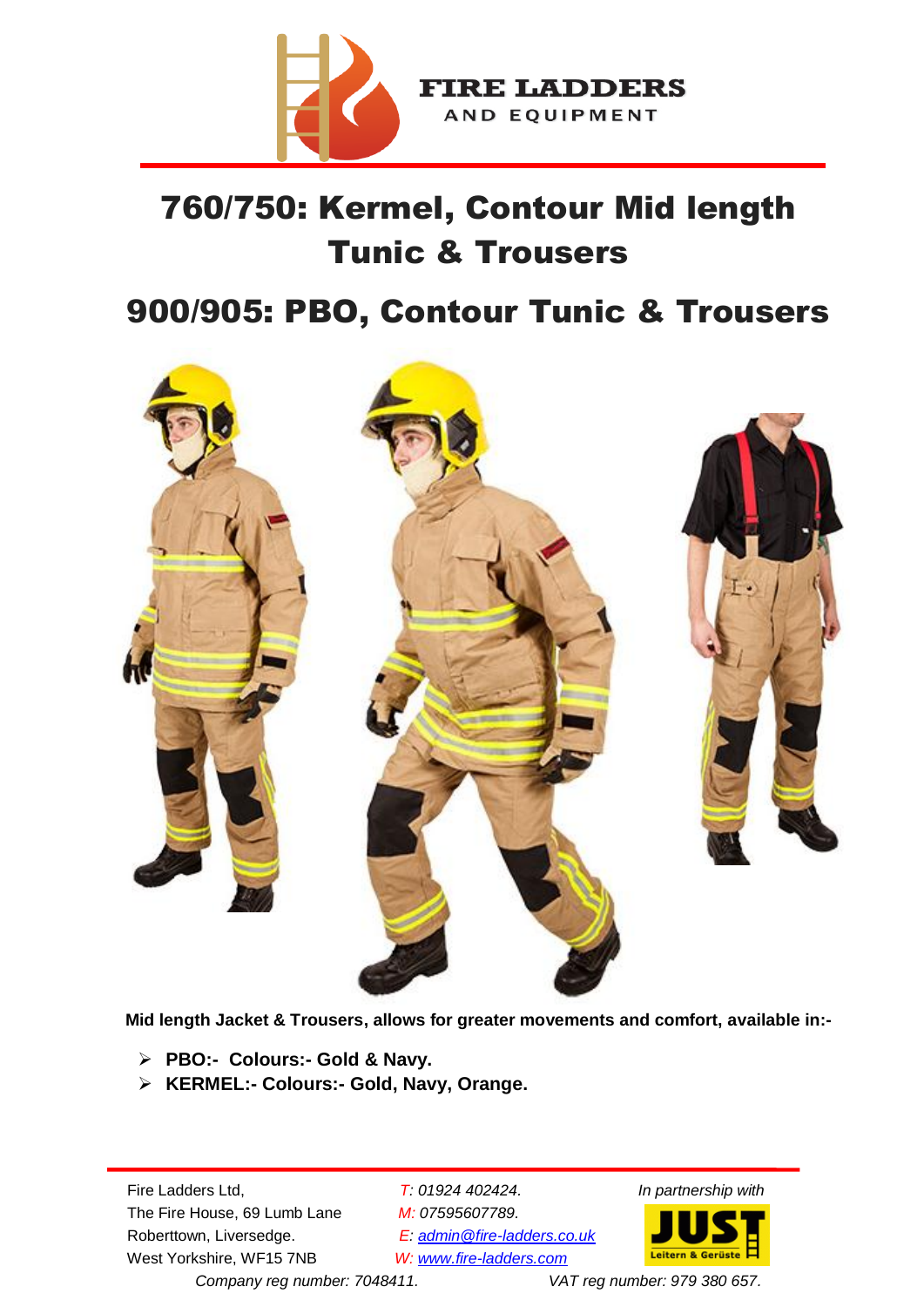FIRE LADDERS
AND EQUIPMENT

# 760/750: Kermel, Contour Mid length Tunic & Trousers

# 900/905: PBO, Contour Tunic & Trousers

**Mid length Jacket & Trousers, allows for greater movements and comfort, available in:-**

- **PBO:- Colours:- Gold & Navy.**
- **KERMEL:- Colours:- Gold, Navy, Orange.**

Fire Ladders Ltd,
The Fire House, 69 Lumb Lane
Roberttown, Liversedge.
West Yorkshire, WF15 7NB

*T: 01924 402424.*
*M: 07595607789.*
*E: admin@fire-ladders.co.uk*
*W: www.fire-ladders.com*

*In partnership with*

JUST Leitern & Gerüste

*Company reg number: 7048411.* *VAT reg number: 979 380 657.*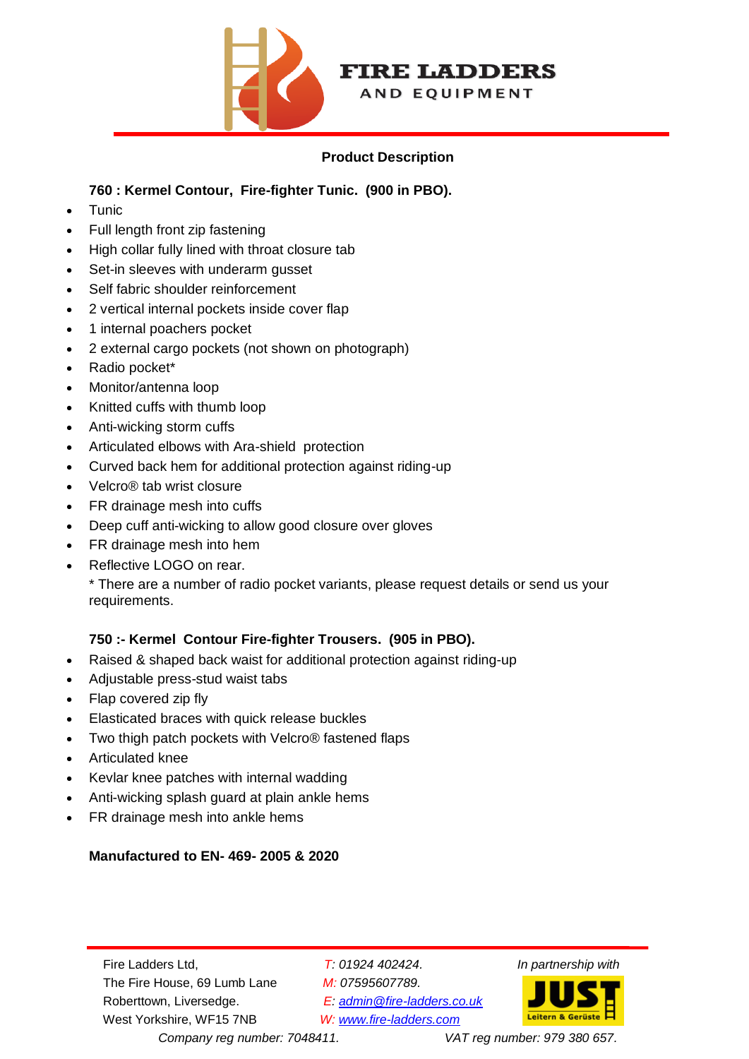**Product Description**

**760 : Kermel Contour,  Fire-fighter Tunic.  (900 in PBO).**

- Tunic
- Full length front zip fastening
- High collar fully lined with throat closure tab
- Set-in sleeves with underarm gusset
- Self fabric shoulder reinforcement
- 2 vertical internal pockets inside cover flap
- 1 internal poachers pocket
- 2 external cargo pockets (not shown on photograph)
- Radio pocket*
- Monitor/antenna loop
- Knitted cuffs with thumb loop
- Anti-wicking storm cuffs
- Articulated elbows with Ara-shield  protection
- Curved back hem for additional protection against riding-up
- Velcro® tab wrist closure
- FR drainage mesh into cuffs
- Deep cuff anti-wicking to allow good closure over gloves
- FR drainage mesh into hem
- Reflective LOGO on rear.

\* There are a number of radio pocket variants, please request details or send us your requirements.

**750 :- Kermel  Contour Fire-fighter Trousers.  (905 in PBO).**

- Raised & shaped back waist for additional protection against riding-up
- Adjustable press-stud waist tabs
- Flap covered zip fly
- Elasticated braces with quick release buckles
- Two thigh patch pockets with Velcro® fastened flaps
- Articulated knee
- Kevlar knee patches with internal wadding
- Anti-wicking splash guard at plain ankle hems
- FR drainage mesh into ankle hems

**Manufactured to EN- 469- 2005 & 2020**

Fire Ladders Ltd,
The Fire House, 69 Lumb Lane
Roberttown, Liversedge.
West Yorkshire, WF15 7NB

*T: 01924 402424.*
*M: 07595607789.*
*E: admin@fire-ladders.co.uk*
*W: www.fire-ladders.com*

*In partnership with*

*Company reg number: 7048411.*  *VAT reg number: 979 380 657.*